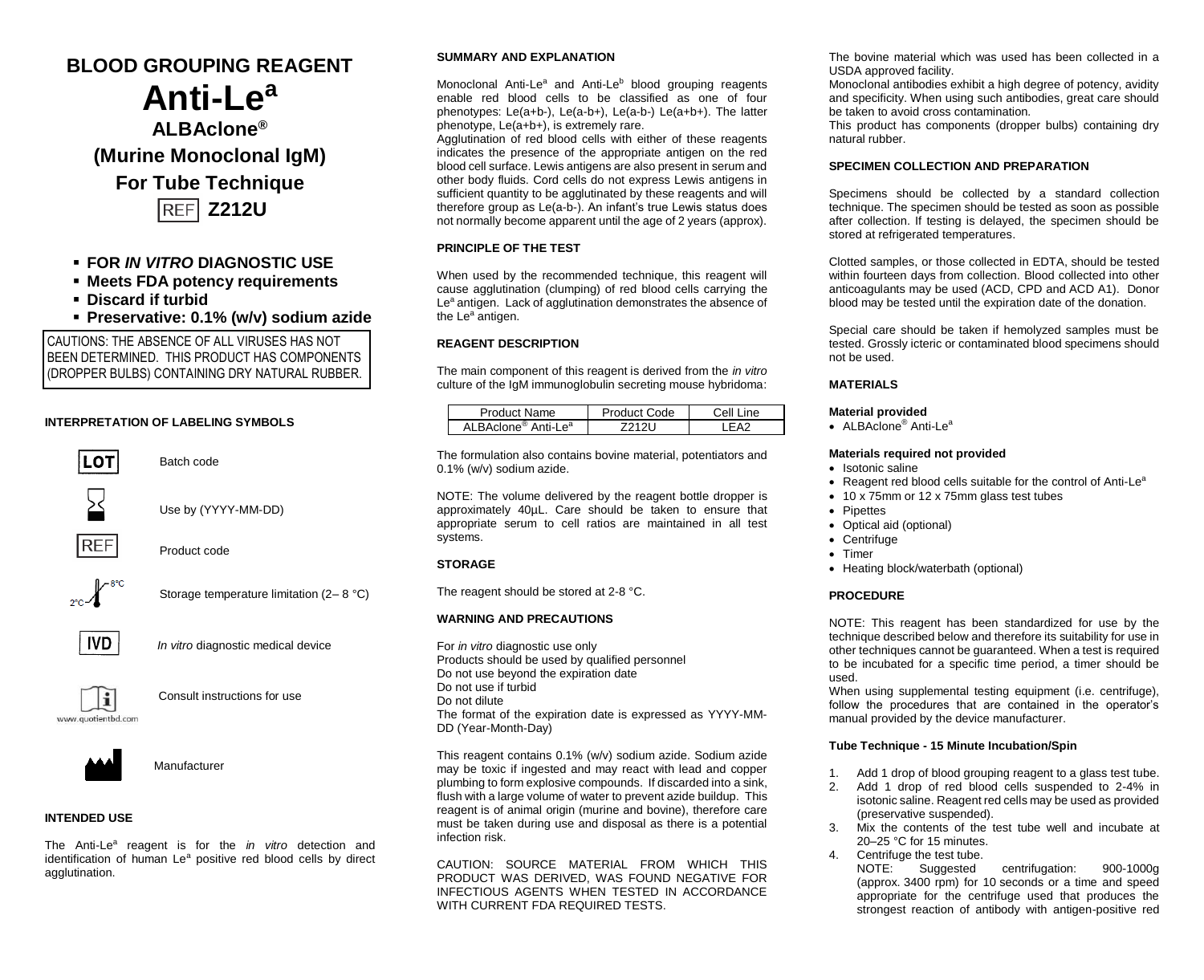# BLOOD GROUPING REAGENT

# Anti-Le$^a$

## ALBAclone®

## (Murine Monoclonal IgM)

## For Tube Technique

## REF Z212U

- **FOR *IN VITRO* DIAGNOSTIC USE**
- **Meets FDA potency requirements**
- **Discard if turbid**
- **Preservative: 0.1% (w/v) sodium azide**

CAUTIONS: THE ABSENCE OF ALL VIRUSES HAS NOT BEEN DETERMINED. THIS PRODUCT HAS COMPONENTS (DROPPER BULBS) CONTAINING DRY NATURAL RUBBER.

### INTERPRETATION OF LABELING SYMBOLS

| Symbol | Meaning |
|---|---|
| LOT | Batch code |
| (hourglass) | Use by (YYYY-MM-DD) |
| REF | Product code |
| (thermometer 2°C–8°C) | Storage temperature limitation (2– 8 °C) |
| IVD | *In vitro* diagnostic medical device |
| (i) www.quotientbd.com | Consult instructions for use |
| (factory) | Manufacturer |

### INTENDED USE

The Anti-Le$^a$ reagent is for the *in vitro* detection and identification of human Le$^a$ positive red blood cells by direct agglutination.

### SUMMARY AND EXPLANATION

Monoclonal Anti-Le$^a$ and Anti-Le$^b$ blood grouping reagents enable red blood cells to be classified as one of four phenotypes: Le(a+b-), Le(a-b+), Le(a-b-) Le(a+b+). The latter phenotype, Le(a+b+), is extremely rare.

Agglutination of red blood cells with either of these reagents indicates the presence of the appropriate antigen on the red blood cell surface. Lewis antigens are also present in serum and other body fluids. Cord cells do not express Lewis antigens in sufficient quantity to be agglutinated by these reagents and will therefore group as Le(a-b-). An infant's true Lewis status does not normally become apparent until the age of 2 years (approx).

### PRINCIPLE OF THE TEST

When used by the recommended technique, this reagent will cause agglutination (clumping) of red blood cells carrying the Le$^a$ antigen. Lack of agglutination demonstrates the absence of the Le$^a$ antigen.

### REAGENT DESCRIPTION

The main component of this reagent is derived from the *in vitro* culture of the IgM immunoglobulin secreting mouse hybridoma:

| Product Name | Product Code | Cell Line |
|---|---|---|
| ALBAclone® Anti-Le$^a$ | Z212U | LEA2 |

The formulation also contains bovine material, potentiators and 0.1% (w/v) sodium azide.

NOTE: The volume delivered by the reagent bottle dropper is approximately 40µL. Care should be taken to ensure that appropriate serum to cell ratios are maintained in all test systems.

### STORAGE

The reagent should be stored at 2-8 °C.

### WARNING AND PRECAUTIONS

For *in vitro* diagnostic use only
Products should be used by qualified personnel
Do not use beyond the expiration date
Do not use if turbid
Do not dilute
The format of the expiration date is expressed as YYYY-MM-DD (Year-Month-Day)

This reagent contains 0.1% (w/v) sodium azide. Sodium azide may be toxic if ingested and may react with lead and copper plumbing to form explosive compounds. If discarded into a sink, flush with a large volume of water to prevent azide buildup. This reagent is of animal origin (murine and bovine), therefore care must be taken during use and disposal as there is a potential infection risk.

CAUTION: SOURCE MATERIAL FROM WHICH THIS PRODUCT WAS DERIVED, WAS FOUND NEGATIVE FOR INFECTIOUS AGENTS WHEN TESTED IN ACCORDANCE WITH CURRENT FDA REQUIRED TESTS.

The bovine material which was used has been collected in a USDA approved facility.
Monoclonal antibodies exhibit a high degree of potency, avidity and specificity. When using such antibodies, great care should be taken to avoid cross contamination.
This product has components (dropper bulbs) containing dry natural rubber.

### SPECIMEN COLLECTION AND PREPARATION

Specimens should be collected by a standard collection technique. The specimen should be tested as soon as possible after collection. If testing is delayed, the specimen should be stored at refrigerated temperatures.

Clotted samples, or those collected in EDTA, should be tested within fourteen days from collection. Blood collected into other anticoagulants may be used (ACD, CPD and ACD A1). Donor blood may be tested until the expiration date of the donation.

Special care should be taken if hemolyzed samples must be tested. Grossly icteric or contaminated blood specimens should not be used.

### MATERIALS

**Material provided**

- ALBAclone® Anti-Le$^a$

**Materials required not provided**

- Isotonic saline
- Reagent red blood cells suitable for the control of Anti-Le$^a$
- 10 x 75mm or 12 x 75mm glass test tubes
- Pipettes
- Optical aid (optional)
- Centrifuge
- Timer
- Heating block/waterbath (optional)

### PROCEDURE

NOTE: This reagent has been standardized for use by the technique described below and therefore its suitability for use in other techniques cannot be guaranteed. When a test is required to be incubated for a specific time period, a timer should be used.
When using supplemental testing equipment (i.e. centrifuge), follow the procedures that are contained in the operator's manual provided by the device manufacturer.

**Tube Technique - 15 Minute Incubation/Spin**

1. Add 1 drop of blood grouping reagent to a glass test tube.
2. Add 1 drop of red blood cells suspended to 2-4% in isotonic saline. Reagent red cells may be used as provided (preservative suspended).
3. Mix the contents of the test tube well and incubate at 20–25 °C for 15 minutes.
4. Centrifuge the test tube.
   NOTE: Suggested centrifugation: 900-1000g (approx. 3400 rpm) for 10 seconds or a time and speed appropriate for the centrifuge used that produces the strongest reaction of antibody with antigen-positive red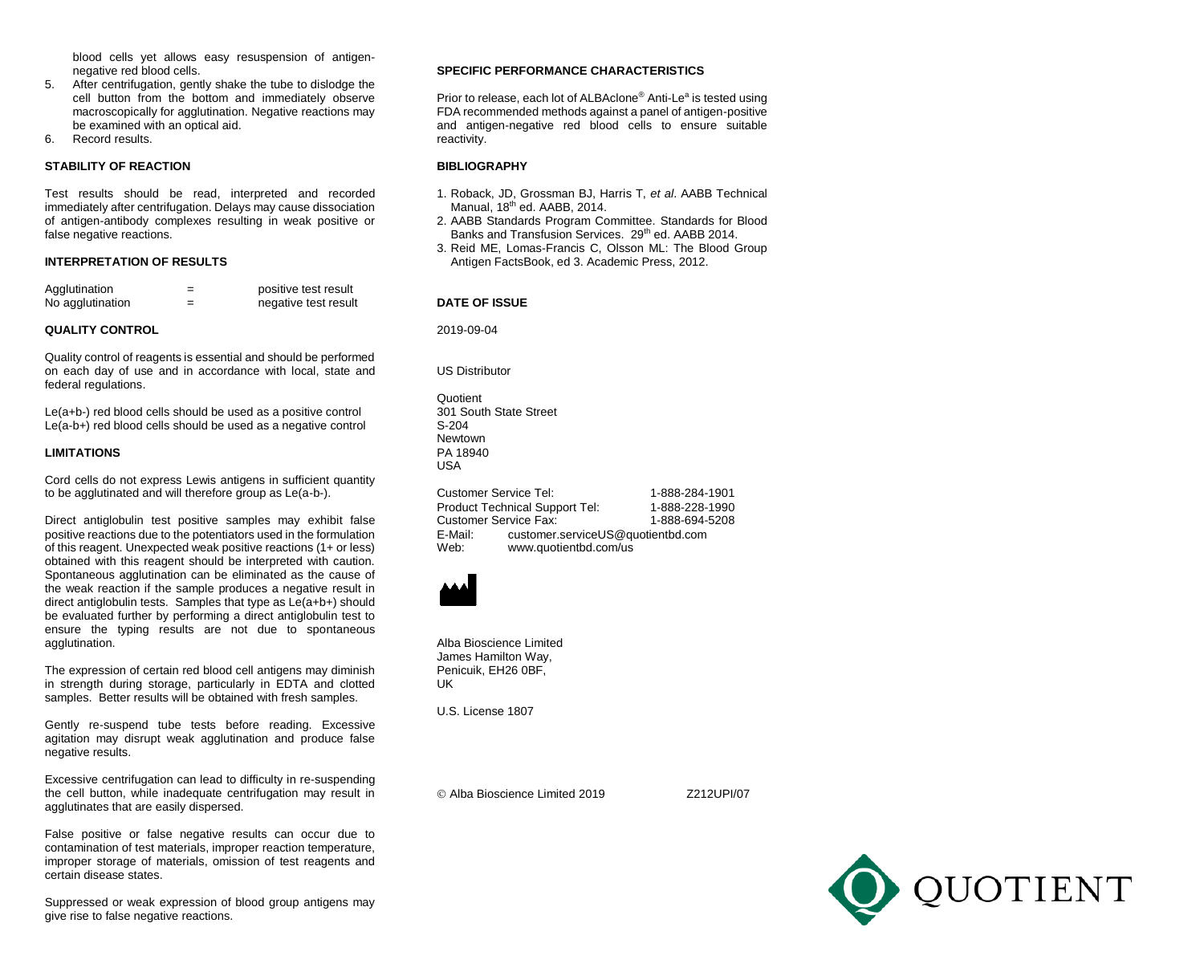blood cells yet allows easy resuspension of antigen-negative red blood cells.

5. After centrifugation, gently shake the tube to dislodge the cell button from the bottom and immediately observe macroscopically for agglutination. Negative reactions may be examined with an optical aid.
6. Record results.

**STABILITY OF REACTION**

Test results should be read, interpreted and recorded immediately after centrifugation. Delays may cause dissociation of antigen-antibody complexes resulting in weak positive or false negative reactions.

**INTERPRETATION OF RESULTS**

| | | |
|---|---|---|
| Agglutination | = | positive test result |
| No agglutination | = | negative test result |

**QUALITY CONTROL**

Quality control of reagents is essential and should be performed on each day of use and in accordance with local, state and federal regulations.

Le(a+b-) red blood cells should be used as a positive control
Le(a-b+) red blood cells should be used as a negative control

**LIMITATIONS**

Cord cells do not express Lewis antigens in sufficient quantity to be agglutinated and will therefore group as Le(a-b-).

Direct antiglobulin test positive samples may exhibit false positive reactions due to the potentiators used in the formulation of this reagent. Unexpected weak positive reactions (1+ or less) obtained with this reagent should be interpreted with caution. Spontaneous agglutination can be eliminated as the cause of the weak reaction if the sample produces a negative result in direct antiglobulin tests. Samples that type as Le(a+b+) should be evaluated further by performing a direct antiglobulin test to ensure the typing results are not due to spontaneous agglutination.

The expression of certain red blood cell antigens may diminish in strength during storage, particularly in EDTA and clotted samples. Better results will be obtained with fresh samples.

Gently re-suspend tube tests before reading. Excessive agitation may disrupt weak agglutination and produce false negative results.

Excessive centrifugation can lead to difficulty in re-suspending the cell button, while inadequate centrifugation may result in agglutinates that are easily dispersed.

False positive or false negative results can occur due to contamination of test materials, improper reaction temperature, improper storage of materials, omission of test reagents and certain disease states.

Suppressed or weak expression of blood group antigens may give rise to false negative reactions.

**SPECIFIC PERFORMANCE CHARACTERISTICS**

Prior to release, each lot of ALBAclone® Anti-Le$^{a}$ is tested using FDA recommended methods against a panel of antigen-positive and antigen-negative red blood cells to ensure suitable reactivity.

**BIBLIOGRAPHY**

1. Roback, JD, Grossman BJ, Harris T, *et al*. AABB Technical Manual, 18$^{th}$ ed. AABB, 2014.
2. AABB Standards Program Committee. Standards for Blood Banks and Transfusion Services. 29$^{th}$ ed. AABB 2014.
3. Reid ME, Lomas-Francis C, Olsson ML: The Blood Group Antigen FactsBook, ed 3. Academic Press, 2012.

**DATE OF ISSUE**

2019-09-04

US Distributor

Quotient
301 South State Street
S-204
Newtown
PA 18940
USA

| | |
|---|---|
| Customer Service Tel: | 1-888-284-1901 |
| Product Technical Support Tel: | 1-888-228-1990 |
| Customer Service Fax: | 1-888-694-5208 |

E-Mail: customer.serviceUS@quotientbd.com
Web: www.quotientbd.com/us

Alba Bioscience Limited
James Hamilton Way,
Penicuik, EH26 0BF,
UK

U.S. License 1807

© Alba Bioscience Limited 2019 Z212UPI/07

QUOTIENT